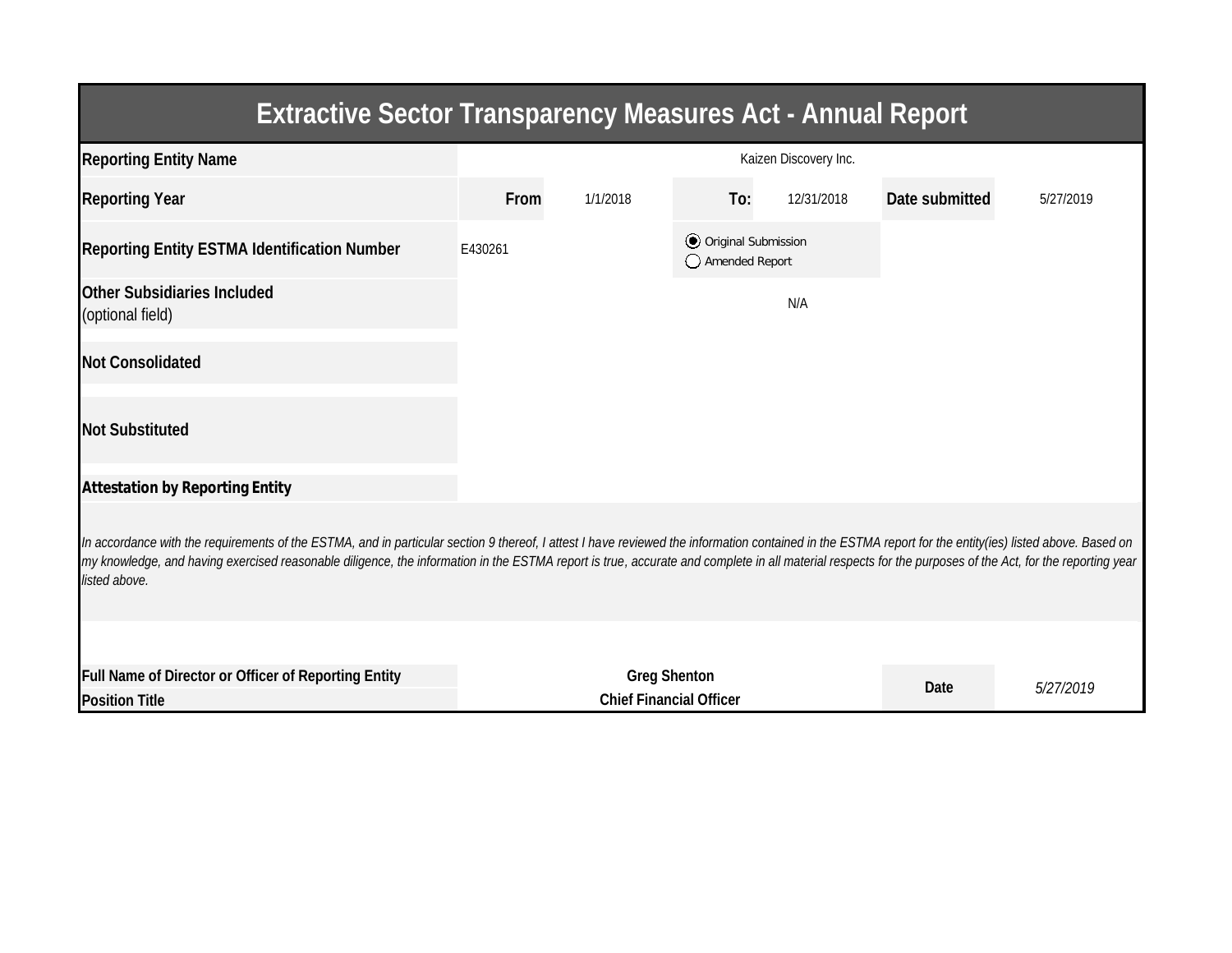# Extractive Sector Transparency Measures Act - Annual Report

| | | | | | | |
|---|---|---|---|---|---|---|
| **Reporting Entity Name** | Kaizen Discovery Inc. | | | | | |
| **Reporting Year** | **From** | 1/1/2018 | **To:** | 12/31/2018 | **Date submitted** | 5/27/2019 |
| **Reporting Entity ESTMA Identification Number** | E430261 | | (●) Original Submission<br>( ) Amended Report | | | |
| **Other Subsidiaries Included** (optional field) | N/A | | | | | |
| **Not Consolidated** | | | | | | |
| **Not Substituted** | | | | | | |

**Attestation by Reporting Entity**

*In accordance with the requirements of the ESTMA, and in particular section 9 thereof, I attest I have reviewed the information contained in the ESTMA report for the entity(ies) listed above. Based on my knowledge, and having exercised reasonable diligence, the information in the ESTMA report is true, accurate and complete in all material respects for the purposes of the Act, for the reporting year listed above.*

| | | | |
|---|---|---|---|
| **Full Name of Director or Officer of Reporting Entity** | **Greg Shenton** | **Date** | *5/27/2019* |
| **Position Title** | **Chief Financial Officer** | | |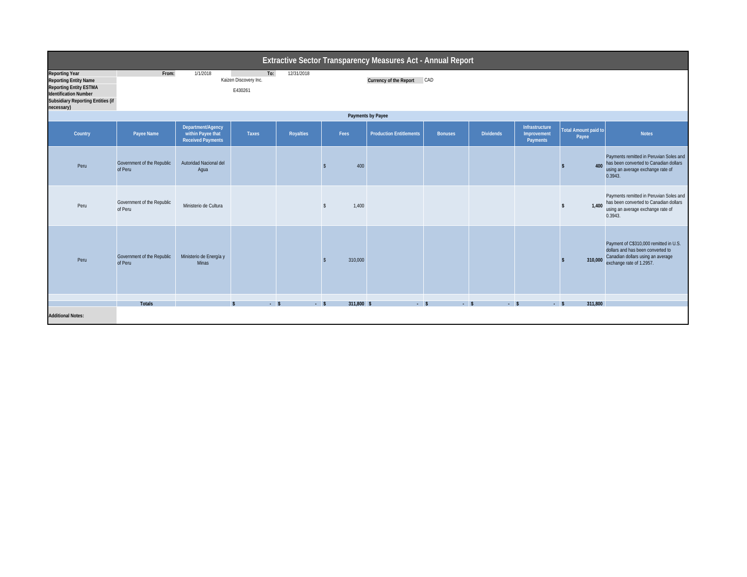# Extractive Sector Transparency Measures Act - Annual Report

| | | | | |
|---|---|---|---|---|
| **Reporting Year** | From: | 1/1/2018 | To: | 12/31/2018 |
| **Reporting Entity Name** | Kaizen Discovery Inc. | | **Currency of the Report** | CAD |
| **Reporting Entity ESTMA Identification Number** | E430261 | | | |
| **Subsidiary Reporting Entities (if necessary)** | | | | |

## Payments by Payee

| Country | Payee Name | Department/Agency within Payee that Received Payments | Taxes | Royalties | Fees | Production Entitlements | Bonuses | Dividends | Infrastructure Improvement Payments | Total Amount paid to Payee | Notes |
|---|---|---|---|---|---|---|---|---|---|---|---|
| Peru | Government of the Republic of Peru | Autoridad Nacional del Agua | | | $ 400 | | | | | $ 400 | Payments remitted in Peruvian Soles and has been converted to Canadian dollars using an average exchange rate of 0.3943. |
| Peru | Government of the Republic of Peru | Ministerio de Cultura | | | $ 1,400 | | | | | $ 1,400 | Payments remitted in Peruvian Soles and has been converted to Canadian dollars using an average exchange rate of 0.3943. |
| Peru | Government of the Republic of Peru | Ministerio de Energía y Minas | | | $ 310,000 | | | | | $ 310,000 | Payment of C$310,000 remitted in U.S. dollars and has been converted to Canadian dollars using an average exchange rate of 1.2957. |
| | | | | | | | | | | | |
| | **Totals** | | $ - | $ - | $ 311,800 | $ - | $ - | $ - | $ - | $ 311,800 | |

**Additional Notes:**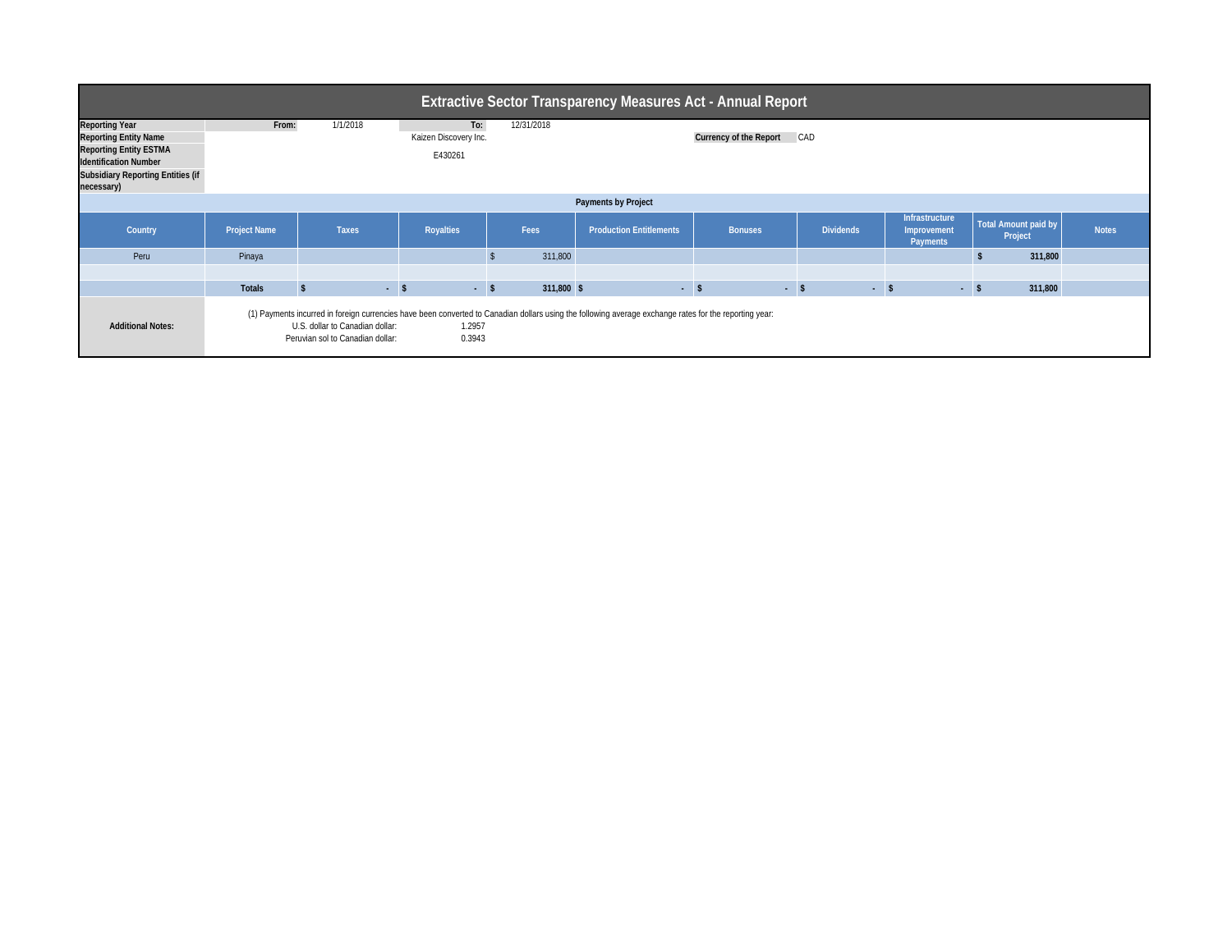# Extractive Sector Transparency Measures Act - Annual Report

| | | | | | |
|---|---|---|---|---|---|
| **Reporting Year** | From: | 1/1/2018 | To: | 12/31/2018 | |
| **Reporting Entity Name** | | Kaizen Discovery Inc. | | **Currency of the Report** | CAD |
| **Reporting Entity ESTMA Identification Number** | | E430261 | | | |
| **Subsidiary Reporting Entities (if necessary)** | | | | | |

**Payments by Project**

| Country | Project Name | Taxes | Royalties | Fees | Production Entitlements | Bonuses | Dividends | Infrastructure Improvement Payments | Total Amount paid by Project | Notes |
|---|---|---|---|---|---|---|---|---|---|---|
| Peru | Pinaya | | | $ 311,800 | | | | | $ 311,800 | |
| | | | | | | | | | | |
| | **Totals** | $ - | $ - | $ 311,800 | $ - | $ - | $ - | $ - | $ 311,800 | |

| | |
|---|---|
| **Additional Notes:** | (1) Payments incurred in foreign currencies have been converted to Canadian dollars using the following average exchange rates for the reporting year:<br>U.S. dollar to Canadian dollar: 1.2957<br>Peruvian sol to Canadian dollar: 0.3943 |